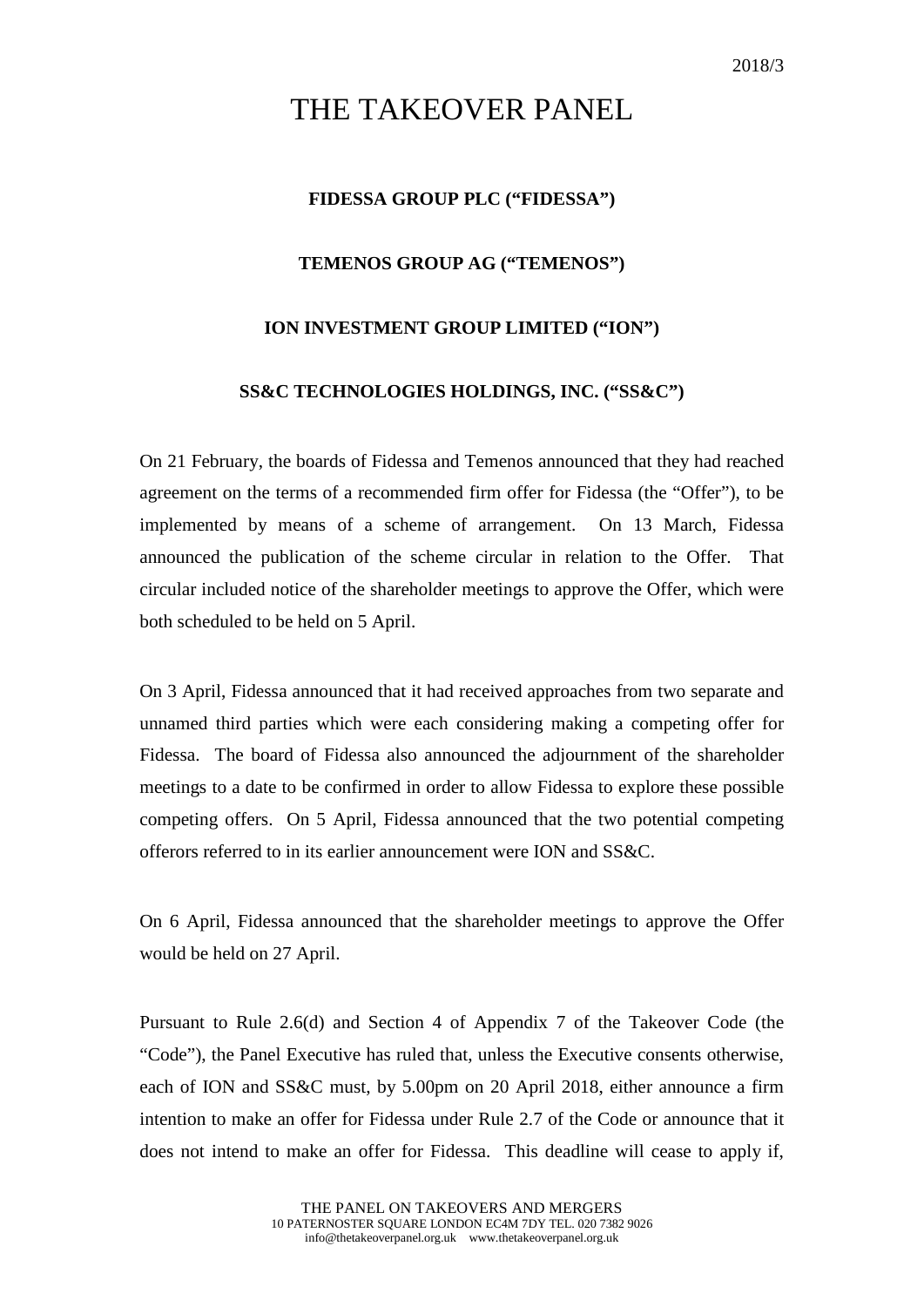2018/3

# THE TAKEOVER PANEL

**FIDESSA GROUP PLC ("FIDESSA")**

**TEMENOS GROUP AG ("TEMENOS")**

**ION INVESTMENT GROUP LIMITED ("ION")**

**SS&C TECHNOLOGIES HOLDINGS, INC. ("SS&C")**

On 21 February, the boards of Fidessa and Temenos announced that they had reached agreement on the terms of a recommended firm offer for Fidessa (the "Offer"), to be implemented by means of a scheme of arrangement. On 13 March, Fidessa announced the publication of the scheme circular in relation to the Offer. That circular included notice of the shareholder meetings to approve the Offer, which were both scheduled to be held on 5 April.

On 3 April, Fidessa announced that it had received approaches from two separate and unnamed third parties which were each considering making a competing offer for Fidessa. The board of Fidessa also announced the adjournment of the shareholder meetings to a date to be confirmed in order to allow Fidessa to explore these possible competing offers. On 5 April, Fidessa announced that the two potential competing offerors referred to in its earlier announcement were ION and SS&C.

On 6 April, Fidessa announced that the shareholder meetings to approve the Offer would be held on 27 April.

Pursuant to Rule 2.6(d) and Section 4 of Appendix 7 of the Takeover Code (the "Code"), the Panel Executive has ruled that, unless the Executive consents otherwise, each of ION and SS&C must, by 5.00pm on 20 April 2018, either announce a firm intention to make an offer for Fidessa under Rule 2.7 of the Code or announce that it does not intend to make an offer for Fidessa. This deadline will cease to apply if,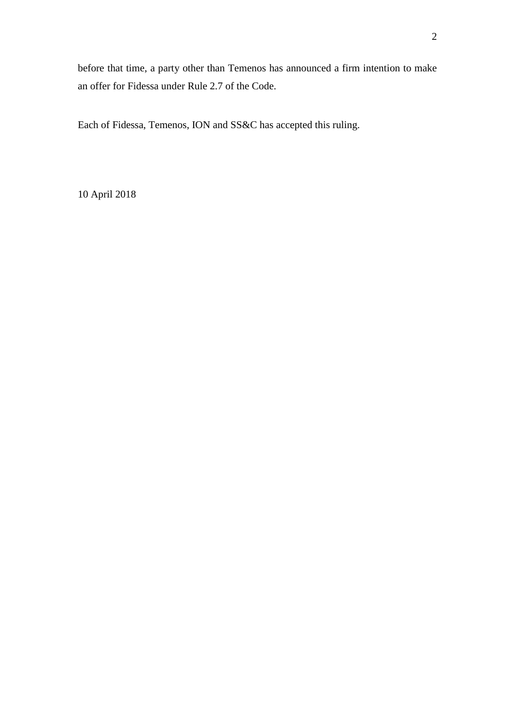before that time, a party other than Temenos has announced a firm intention to make an offer for Fidessa under Rule 2.7 of the Code.

Each of Fidessa, Temenos, ION and SS&C has accepted this ruling.

10 April 2018